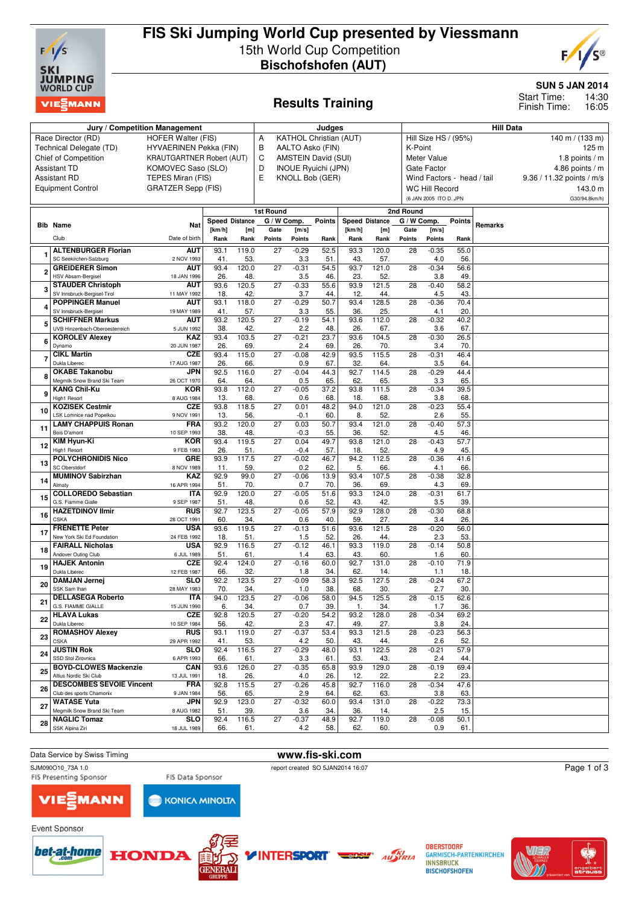# FIS Ski Jumping World Cup presented by Viessmann

## 15th World Cup Competition

## Bischofshofen (AUT)

**SUN 5 JAN 2014**
Start Time: 14:30
Finish Time: 16:05

## Results Training

| Jury / Competition Management | | Judges | | Hill Data | |
|---|---|---|---|---|---|
| Race Director (RD) | HOFER Walter (FIS) | A | KATHOL Christian (AUT) | Hill Size HS / (95%) | 140 m / (133 m) |
| Technical Delegate (TD) | HYVAERINEN Pekka (FIN) | B | AALTO Asko (FIN) | K-Point | 125 m |
| Chief of Competition | KRAUTGARTNER Robert (AUT) | C | AMSTEIN David (SUI) | Meter Value | 1.8 points / m |
| Assistant TD | KOMOVEC Saso (SLO) | D | INOUE Ryuichi (JPN) | Gate Factor | 4.86 points / m |
| Assistant RD | TEPES Miran (FIS) | E | KNOLL Bob (GER) | Wind Factors - head / tail | 9.36 / 11.32 points / m/s |
| Equipment Control | GRATZER Sepp (FIS) | | | WC Hill Record | 143.0 m |
| | | | | (6 JAN 2005 ITO D. JPN | G30/94.8km/h) |

| Bib | Name / Club | Nat / Date of birth | 1st Round Speed [km/h] / Rank | Distance [m] / Rank | Gate / Points | W Comp. [m/s] / Points | Points / Rank | 2nd Round Speed [km/h] / Rank | Distance [m] / Rank | Gate / Points | W Comp. [m/s] / Points | Points / Rank | Remarks |
|---|---|---|---|---|---|---|---|---|---|---|---|---|---|
| 1 | ALTENBURGER Florian / SC Seekirchen-Salzburg | AUT / 2 NOV 1993 | 93.1 / 41. | 119.0 / 53. | 27 | -0.29 / 3.3 | 52.5 / 51. | 93.3 / 43. | 120.0 / 57. | 28 | -0.35 / 4.0 | 55.0 / 56. | |
| 2 | GREIDERER Simon / HSV Absam-Bergisel | AUT / 18 JAN 1996 | 93.4 / 26. | 120.0 / 48. | 27 | -0.31 / 3.5 | 54.5 / 46. | 93.7 / 23. | 121.0 / 52. | 28 | -0.34 / 3.8 | 56.6 / 49. | |
| 3 | STAUDER Christoph / SV Innsbruck-Bergisel-Tirol | AUT / 11 MAY 1992 | 93.6 / 18. | 120.5 / 42. | 27 | -0.33 / 3.7 | 55.6 / 44. | 93.9 / 12. | 121.5 / 44. | 28 | -0.40 / 4.5 | 58.2 / 43. | |
| 4 | POPPINGER Manuel / SV Innsbruck-Bergisel | AUT / 19 MAY 1989 | 93.1 / 41. | 118.0 / 57. | 27 | -0.29 / 3.3 | 50.7 / 55. | 93.4 / 36. | 128.5 / 25. | 28 | -0.36 / 4.1 | 70.4 / 20. | |
| 5 | SCHIFFNER Markus / UVB Hinzenbach-Oberoesterreich | AUT / 5 JUN 1992 | 93.2 / 38. | 120.5 / 42. | 27 | -0.19 / 2.2 | 54.1 / 48. | 93.6 / 26. | 112.0 / 67. | 28 | -0.32 / 3.6 | 40.2 / 67. | |
| 6 | KOROLEV Alexey / Dynamo | KAZ / 20 JUN 1987 | 93.4 / 26. | 103.5 / 69. | 27 | -0.21 / 2.4 | 23.7 / 69. | 93.6 / 26. | 104.5 / 70. | 28 | -0.30 / 3.4 | 26.5 / 70. | |
| 7 | CIKL Martin / Dukla Liberec | CZE / 17 AUG 1987 | 93.4 / 26. | 115.0 / 66. | 27 | -0.08 / 0.9 | 42.9 / 67. | 93.5 / 32. | 115.5 / 64. | 28 | -0.31 / 3.5 | 46.4 / 64. | |
| 8 | OKABE Takanobu / Megmilk Snow Brand Ski Team | JPN / 26 OCT 1970 | 92.5 / 64. | 116.0 / 64. | 27 | -0.04 / 0.5 | 44.3 / 65. | 92.7 / 62. | 114.5 / 65. | 28 | -0.29 / 3.3 | 44.4 / 65. | |
| 9 | KANG Chil-Ku / High1 Resort | KOR / 8 AUG 1984 | 93.8 / 13. | 112.0 / 68. | 27 | -0.05 / 0.6 | 37.2 / 68. | 93.8 / 18. | 111.5 / 68. | 28 | -0.34 / 3.8 | 39.5 / 68. | |
| 10 | KOZISEK Cestmir / LSK Lomnice nad Popelkou | CZE / 9 NOV 1991 | 93.8 / 13. | 118.5 / 56. | 27 | 0.01 / -0.1 | 48.2 / 60. | 94.0 / 8. | 121.0 / 52. | 28 | -0.23 / 2.6 | 55.4 / 55. | |
| 11 | LAMY CHAPPUIS Ronan / Bois D'amont | FRA / 10 SEP 1993 | 93.2 / 38. | 120.0 / 48. | 27 | 0.03 / -0.3 | 50.7 / 55. | 93.4 / 36. | 121.0 / 52. | 28 | -0.40 / 4.5 | 57.3 / 46. | |
| 12 | KIM Hyun-Ki / High1 Resort | KOR / 9 FEB 1983 | 93.4 / 26. | 119.5 / 51. | 27 | 0.04 / -0.4 | 49.7 / 57. | 93.8 / 18. | 121.0 / 52. | 28 | -0.43 / 4.9 | 57.7 / 45. | |
| 13 | POLYCHRONIDIS Nico / SC Oberstdorf | GRE / 8 NOV 1989 | 93.9 / 11. | 117.5 / 59. | 27 | -0.02 / 0.2 | 46.7 / 62. | 94.2 / 5. | 112.5 / 66. | 28 | -0.36 / 4.1 | 41.6 / 66. | |
| 14 | MUMINOV Sabirzhan / Almaty | KAZ / 16 APR 1994 | 92.9 / 51. | 99.0 / 70. | 27 | -0.06 / 0.7 | 13.9 / 70. | 93.4 / 36. | 107.5 / 69. | 28 | -0.38 / 4.3 | 32.8 / 69. | |
| 15 | COLLOREDO Sebastian / G.S. Fiamme Gialle | ITA / 9 SEP 1987 | 92.9 / 51. | 120.0 / 48. | 27 | -0.05 / 0.6 | 51.6 / 52. | 93.3 / 43. | 124.0 / 42. | 28 | -0.31 / 3.5 | 61.7 / 39. | |
| 16 | HAZETDINOV Ilmir / CSKA | RUS / 28 OCT 1991 | 92.7 / 60. | 123.5 / 34. | 27 | -0.05 / 0.6 | 57.9 / 40. | 92.9 / 59. | 128.0 / 27. | 28 | -0.30 / 3.4 | 68.8 / 26. | |
| 17 | FRENETTE Peter / New York Ski Ed Foundation | USA / 24 FEB 1992 | 93.6 / 18. | 119.5 / 51. | 27 | -0.13 / 1.5 | 51.6 / 52. | 93.6 / 26. | 121.5 / 44. | 28 | -0.20 / 2.3 | 56.0 / 53. | |
| 18 | FAIRALL Nicholas / Andover Outing Club | USA / 6 JUL 1989 | 92.9 / 51. | 116.5 / 61. | 27 | -0.12 / 1.4 | 46.1 / 63. | 93.3 / 43. | 119.0 / 60. | 28 | -0.14 / 1.6 | 50.8 / 60. | |
| 19 | HAJEK Antonin / Dukla Liberec | CZE / 12 FEB 1987 | 92.4 / 66. | 124.0 / 32. | 27 | -0.16 / 1.8 | 60.0 / 34. | 92.7 / 62. | 131.0 / 14. | 28 | -0.10 / 1.1 | 71.9 / 18. | |
| 20 | DAMJAN Jernej / SSK Sam Ihan | SLO / 28 MAY 1983 | 92.2 / 70. | 123.5 / 34. | 27 | -0.09 / 1.0 | 58.3 / 38. | 92.5 / 68. | 127.5 / 30. | 28 | -0.24 / 2.7 | 67.2 / 30. | |
| 21 | DELLASEGA Roberto / G.S. FIAMME GIALLE | ITA / 15 JUN 1990 | 94.0 / 6. | 123.5 / 34. | 27 | -0.06 / 0.7 | 58.0 / 39. | 94.5 / 1. | 125.5 / 34. | 28 | -0.15 / 1.7 | 62.6 / 36. | |
| 22 | HLAVA Lukas / Dukla Liberec | CZE / 10 SEP 1984 | 92.8 / 56. | 120.5 / 42. | 27 | -0.20 / 2.3 | 54.2 / 47. | 93.2 / 49. | 128.0 / 27. | 28 | -0.34 / 3.8 | 69.2 / 24. | |
| 23 | ROMASHOV Alexey / CSKA | RUS / 29 APR 1992 | 93.1 / 41. | 119.0 / 53. | 27 | -0.37 / 4.2 | 53.4 / 50. | 93.3 / 43. | 121.5 / 44. | 28 | -0.23 / 2.6 | 56.3 / 52. | |
| 24 | JUSTIN Rok / SSD Stol Zirovnica | SLO / 6 APR 1993 | 92.4 / 66. | 116.5 / 61. | 27 | -0.29 / 3.3 | 48.0 / 61. | 93.1 / 53. | 122.5 / 43. | 28 | -0.21 / 2.4 | 57.9 / 44. | |
| 25 | BOYD-CLOWES Mackenzie / Altius Nordic Ski Club | CAN / 13 JUL 1991 | 93.6 / 18. | 126.0 / 26. | 27 | -0.35 / 4.0 | 65.8 / 26. | 93.9 / 12. | 129.0 / 22. | 28 | -0.19 / 2.2 | 69.4 / 23. | |
| 26 | DESCOMBES SEVOIE Vincent / Club des sports Chamonix | FRA / 9 JAN 1984 | 92.8 / 56. | 115.5 / 65. | 27 | -0.26 / 2.9 | 45.8 / 64. | 92.7 / 62. | 116.0 / 63. | 28 | -0.34 / 3.8 | 47.6 / 63. | |
| 27 | WATASE Yuta / Megmilk Snow Brand Ski Team | JPN / 8 AUG 1982 | 92.9 / 51. | 123.0 / 39. | 27 | -0.32 / 3.6 | 60.0 / 34. | 93.4 / 36. | 131.0 / 14. | 28 | -0.22 / 2.5 | 73.3 / 15. | |
| 28 | NAGLIC Tomaz / SSK Alpina Ziri | SLO / 18 JUL 1989 | 92.4 / 66. | 116.5 / 61. | 27 | -0.37 / 4.2 | 48.9 / 58. | 92.7 / 62. | 119.0 / 60. | 28 | -0.08 / 0.9 | 50.1 / 61. | |

Data Service by Swiss Timing — www.fis-ski.com

SJM090O10_73A 1.0 — report created SO 5JAN2014 16:07

FIS Presenting Sponsor: VIESSMANN — FIS Data Sponsor: KONICA MINOLTA

Event Sponsor: bet-at-home.com, HONDA, GENERALI, INTERSPORT, DSV, AUSTRIA SKI, OBERSTDORF GARMISCH-PARTENKIRCHEN INNSBRUCK BISCHOFSHOFEN, Vierschanzentournee, engelbert strauss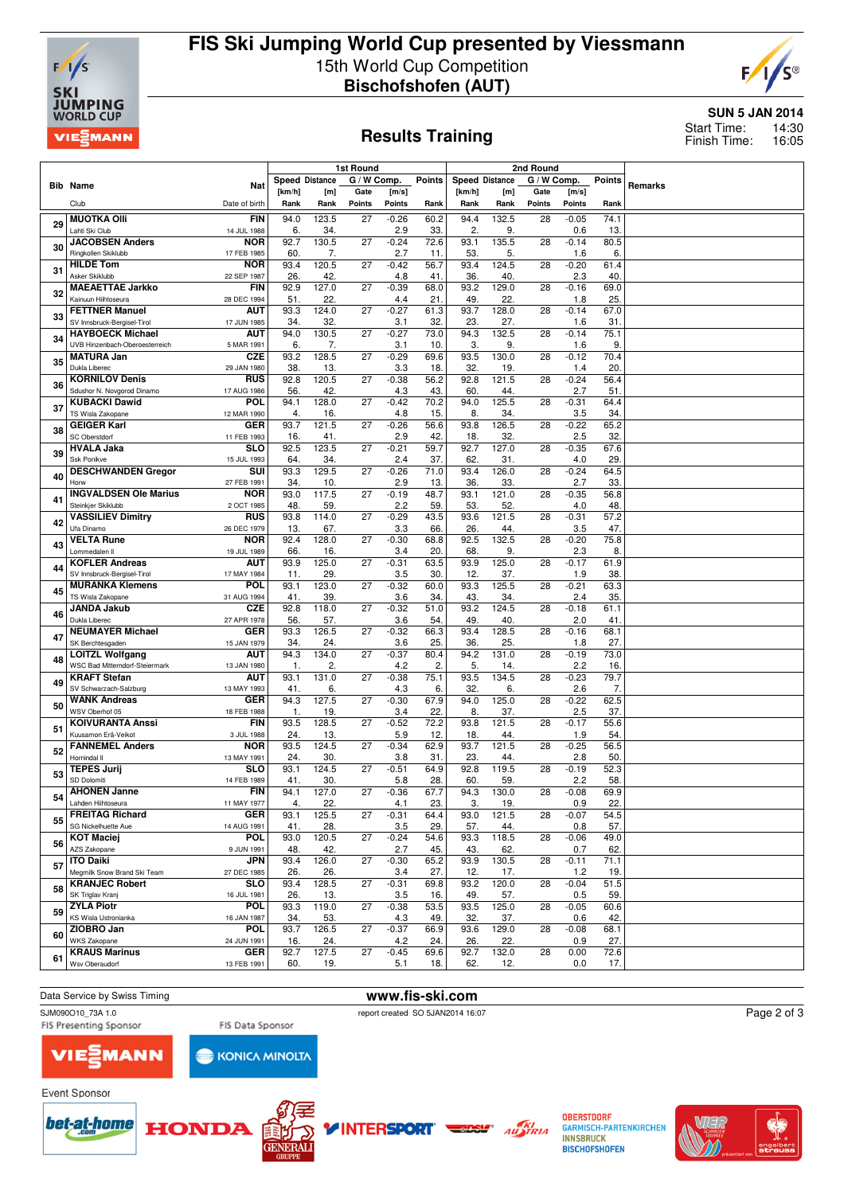# FIS Ski Jumping World Cup presented by Viessmann

15th World Cup Competition

**Bischofshofen (AUT)**

**SUN 5 JAN 2014**

Start Time: 14:30
Finish Time: 16:05

## Results Training

| Bib | Name / Club | Nat / Date of birth | 1st Round Speed [km/h] / Rank | Distance [m] / Rank | G / W Comp. Gate / Points | [m/s] / Points | Points / Rank | 2nd Round Speed [km/h] / Rank | Distance [m] / Rank | G / W Comp. Gate / Points | [m/s] / Points | Points / Rank | Remarks |
|---|---|---|---|---|---|---|---|---|---|---|---|---|---|
| 29 | MUOTKA Olli / Lahti Ski Club | FIN / 14 JUL 1988 | 94.0 / 6. | 123.5 / 34. | 27 | -0.26 / 2.9 | 60.2 / 33. | 94.4 / 2. | 132.5 / 9. | 28 | -0.05 / 0.6 | 74.1 / 13. | |
| 30 | JACOBSEN Anders / Ringkollen Skiklubb | NOR / 17 FEB 1985 | 92.7 / 60. | 130.5 / 7. | 27 | -0.24 / 2.7 | 72.6 / 11. | 93.1 / 53. | 135.5 / 5. | 28 | -0.14 / 1.6 | 80.5 / 6. | |
| 31 | HILDE Tom / Asker Skiklubb | NOR / 22 SEP 1987 | 93.4 / 26. | 120.5 / 42. | 27 | -0.42 / 4.8 | 56.7 / 41. | 93.4 / 36. | 124.5 / 40. | 28 | -0.20 / 2.3 | 61.4 / 40. | |
| 32 | MAEAETTAE Jarkko / Kainuun Hiihtoseura | FIN / 28 DEC 1994 | 92.9 / 51. | 127.0 / 22. | 27 | -0.39 / 4.4 | 68.0 / 21. | 93.2 / 49. | 129.0 / 22. | 28 | -0.16 / 1.8 | 69.0 / 25. | |
| 33 | FETTNER Manuel / SV Innsbruck-Bergisel-Tirol | AUT / 17 JUN 1985 | 93.3 / 34. | 124.0 / 32. | 27 | -0.27 / 3.1 | 61.3 / 32. | 93.7 / 23. | 128.0 / 27. | 28 | -0.14 / 1.6 | 67.0 / 31. | |
| 34 | HAYBOECK Michael / UVB Hinzenbach-Oberoesterreich | AUT / 5 MAR 1991 | 94.0 / 6. | 130.5 / 7. | 27 | -0.27 / 3.1 | 73.0 / 10. | 94.3 / 3. | 132.5 / 9. | 28 | -0.14 / 1.6 | 75.1 / 9. | |
| 35 | MATURA Jan / Dukla Liberec | CZE / 29 JAN 1980 | 93.2 / 38. | 128.5 / 13. | 27 | -0.29 / 3.3 | 69.6 / 18. | 93.5 / 32. | 130.0 / 19. | 28 | -0.12 / 1.4 | 70.4 / 20. | |
| 36 | KORNILOV Denis / Sdushor N. Novgorod Dinamo | RUS / 17 AUG 1986 | 92.8 / 56. | 120.5 / 42. | 27 | -0.38 / 4.3 | 56.2 / 43. | 92.8 / 60. | 121.5 / 44. | 28 | -0.24 / 2.7 | 56.4 / 51. | |
| 37 | KUBACKI Dawid / TS Wisla Zakopane | POL / 12 MAR 1990 | 94.1 / 4. | 128.0 / 16. | 27 | -0.42 / 4.8 | 70.2 / 15. | 94.0 / 8. | 125.5 / 34. | 28 | -0.31 / 3.5 | 64.4 / 34. | |
| 38 | GEIGER Karl / SC Oberstdorf | GER / 11 FEB 1993 | 93.7 / 16. | 121.5 / 41. | 27 | -0.26 / 2.9 | 56.6 / 42. | 93.8 / 18. | 126.5 / 32. | 28 | -0.22 / 2.5 | 65.2 / 32. | |
| 39 | HVALA Jaka / Ssk Ponikve | SLO / 15 JUL 1993 | 92.5 / 64. | 123.5 / 34. | 27 | -0.21 / 2.4 | 59.7 / 37. | 92.7 / 62. | 127.0 / 31. | 28 | -0.35 / 4.0 | 67.6 / 29. | |
| 40 | DESCHWANDEN Gregor / Horw | SUI / 27 FEB 1991 | 93.3 / 34. | 129.5 / 10. | 27 | -0.26 / 2.9 | 71.0 / 13. | 93.4 / 36. | 126.0 / 33. | 28 | -0.24 / 2.7 | 64.5 / 33. | |
| 41 | INGVALDSEN Ole Marius / Steinkjer Skiklubb | NOR / 2 OCT 1985 | 93.0 / 48. | 117.5 / 59. | 27 | -0.19 / 2.2 | 48.7 / 59. | 93.1 / 53. | 121.0 / 52. | 28 | -0.35 / 4.0 | 56.8 / 48. | |
| 42 | VASSILIEV Dimitry / Ufa Dinamo | RUS / 26 DEC 1979 | 93.8 / 13. | 114.0 / 67. | 27 | -0.29 / 3.3 | 43.5 / 66. | 93.6 / 26. | 121.5 / 44. | 28 | -0.31 / 3.5 | 57.2 / 47. | |
| 43 | VELTA Rune / Lommedalen Il | NOR / 19 JUL 1989 | 92.4 / 66. | 128.0 / 16. | 27 | -0.30 / 3.4 | 68.8 / 20. | 92.5 / 68. | 132.5 / 9. | 28 | -0.20 / 2.3 | 75.8 / 8. | |
| 44 | KOFLER Andreas / SV Innsbruck-Bergisel-Tirol | AUT / 17 MAY 1984 | 93.9 / 11. | 125.0 / 29. | 27 | -0.31 / 3.5 | 63.5 / 30. | 93.9 / 12. | 125.0 / 37. | 28 | -0.17 / 1.9 | 61.9 / 38. | |
| 45 | MURANKA Klemens / TS Wisla Zakopane | POL / 31 AUG 1994 | 93.1 / 41. | 123.0 / 39. | 27 | -0.32 / 3.6 | 60.0 / 34. | 93.3 / 43. | 125.5 / 34. | 28 | -0.21 / 2.4 | 63.3 / 35. | |
| 46 | JANDA Jakub / Dukla Liberec | CZE / 27 APR 1978 | 92.8 / 56. | 118.0 / 57. | 27 | -0.32 / 3.6 | 51.0 / 54. | 93.2 / 49. | 124.5 / 40. | 28 | -0.18 / 2.0 | 61.1 / 41. | |
| 47 | NEUMAYER Michael / SK Berchtesgaden | GER / 15 JAN 1979 | 93.3 / 34. | 126.5 / 24. | 27 | -0.32 / 3.6 | 66.3 / 25. | 93.4 / 36. | 128.5 / 25. | 28 | -0.16 / 1.8 | 68.1 / 27. | |
| 48 | LOITZL Wolfgang / WSC Bad Mitterndorf-Steiermark | AUT / 13 JAN 1980 | 94.3 / 1. | 134.0 / 2. | 27 | -0.37 / 4.2 | 80.4 / 2. | 94.2 / 5. | 131.0 / 14. | 28 | -0.19 / 2.2 | 73.0 / 16. | |
| 49 | KRAFT Stefan / SV Schwarzach-Salzburg | AUT / 13 MAY 1993 | 93.1 / 41. | 131.0 / 6. | 27 | -0.38 / 4.3 | 75.1 / 6. | 93.5 / 32. | 134.5 / 6. | 28 | -0.23 / 2.6 | 79.7 / 7. | |
| 50 | WANK Andreas / WSV Oberhof 05 | GER / 18 FEB 1988 | 94.3 / 1. | 127.5 / 19. | 27 | -0.30 / 3.4 | 67.9 / 22. | 94.0 / 8. | 125.0 / 37. | 28 | -0.22 / 2.5 | 62.5 / 37. | |
| 51 | KOIVURANTA Anssi / Kuusamon Erä-Veikot | FIN / 3 JUL 1988 | 93.5 / 24. | 128.5 / 13. | 27 | -0.52 / 5.9 | 72.2 / 12. | 93.8 / 18. | 121.5 / 44. | 28 | -0.17 / 1.9 | 55.6 / 54. | |
| 52 | FANNEMEL Anders / Hornindal Il | NOR / 13 MAY 1991 | 93.5 / 24. | 124.5 / 30. | 27 | -0.34 / 3.8 | 62.9 / 31. | 93.7 / 23. | 121.5 / 44. | 28 | -0.25 / 2.8 | 56.5 / 50. | |
| 53 | TEPES Jurij / SD Dolomiti | SLO / 14 FEB 1989 | 93.1 / 41. | 124.5 / 30. | 27 | -0.51 / 5.8 | 64.9 / 28. | 92.8 / 60. | 119.5 / 59. | 28 | -0.19 / 2.2 | 52.3 / 58. | |
| 54 | AHONEN Janne / Lahden Hiihtoseura | FIN / 11 MAY 1977 | 94.1 / 4. | 127.0 / 22. | 27 | -0.36 / 4.1 | 67.7 / 23. | 94.3 / 3. | 130.0 / 19. | 28 | -0.08 / 0.9 | 69.9 / 22. | |
| 55 | FREITAG Richard / SG Nickelhuette Aue | GER / 14 AUG 1991 | 93.1 / 41. | 125.5 / 28. | 27 | -0.31 / 3.5 | 64.4 / 29. | 93.0 / 57. | 121.5 / 44. | 28 | -0.07 / 0.8 | 54.5 / 57. | |
| 56 | KOT Maciej / AZS Zakopane | POL / 9 JUN 1991 | 93.0 / 48. | 120.5 / 42. | 27 | -0.24 / 2.7 | 54.6 / 45. | 93.3 / 43. | 118.5 / 62. | 28 | -0.06 / 0.7 | 49.0 / 62. | |
| 57 | ITO Daiki / Megmilk Snow Brand Ski Team | JPN / 27 DEC 1985 | 93.4 / 26. | 126.0 / 26. | 27 | -0.30 / 3.4 | 65.2 / 27. | 93.9 / 12. | 130.5 / 17. | 28 | -0.11 / 1.2 | 71.1 / 19. | |
| 58 | KRANJEC Robert / SK Triglav Kranj | SLO / 16 JUL 1981 | 93.4 / 26. | 128.5 / 13. | 27 | -0.31 / 3.5 | 69.8 / 16. | 93.2 / 49. | 120.0 / 57. | 28 | -0.04 / 0.5 | 51.5 / 59. | |
| 59 | ZYLA Piotr / KS Wisla Ustronianka | POL / 16 JAN 1987 | 93.3 / 34. | 119.0 / 53. | 27 | -0.38 / 4.3 | 53.5 / 49. | 93.5 / 32. | 125.0 / 37. | 28 | -0.05 / 0.6 | 60.6 / 42. | |
| 60 | ZIOBRO Jan / WKS Zakopane | POL / 24 JUN 1991 | 93.7 / 16. | 126.5 / 24. | 27 | -0.37 / 4.2 | 66.9 / 24. | 93.6 / 26. | 129.0 / 22. | 28 | -0.08 / 0.9 | 68.1 / 27. | |
| 61 | KRAUS Marinus / Wsv Oberaudorf | GER / 13 FEB 1991 | 92.7 / 60. | 127.5 / 19. | 27 | -0.45 / 5.1 | 69.6 / 18. | 92.7 / 62. | 132.0 / 12. | 28 | 0.00 / 0.0 | 72.6 / 17. | |

Data Service by Swiss Timing

www.fis-ski.com

SJM090O10_73A 1.0 report created SO 5JAN2014 16:07

FIS Presenting Sponsor: VIESSMANN
FIS Data Sponsor: KONICA MINOLTA
Event Sponsor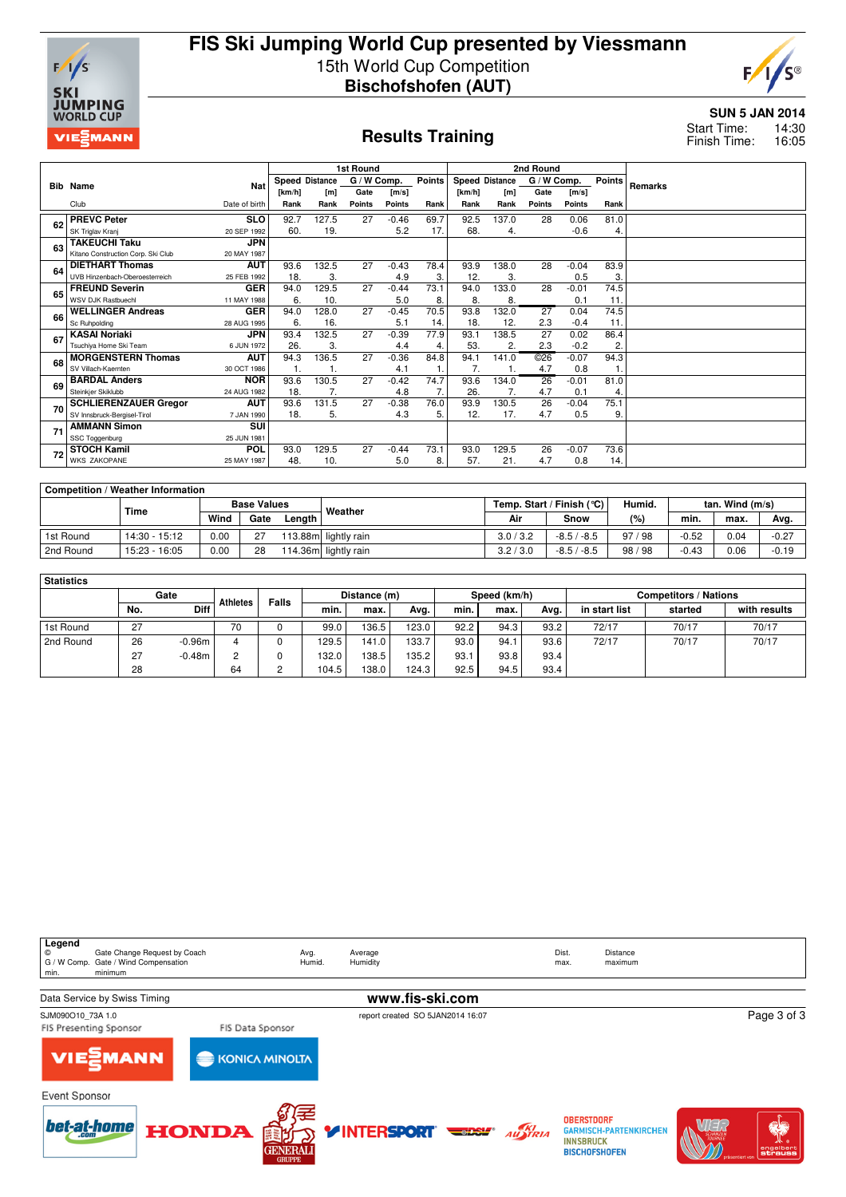# FIS Ski Jumping World Cup presented by Viessmann

15th World Cup Competition

**Bischofshofen (AUT)**

**SUN 5 JAN 2014**

Start Time: 14:30

Finish Time: 16:05

## Results Training

| Bib | Name / Club | Nat / Date of birth | 1st Round Speed [km/h] / Rank | 1st Round Distance [m] / Rank | 1st Round G/W Comp. Gate / Points | 1st Round G/W Comp. [m/s] / Points | 1st Round Points / Rank | 2nd Round Speed [km/h] / Rank | 2nd Round Distance [m] / Rank | 2nd Round G/W Comp. Gate / Points | 2nd Round G/W Comp. [m/s] / Points | 2nd Round Points / Rank | Remarks |
|---|---|---|---|---|---|---|---|---|---|---|---|---|---|
| 62 | **PREVC Peter** SK Triglav Kranj | SLO 20 SEP 1992 | 92.7 60. | 127.5 19. | 27 | -0.46 5.2 | 69.7 17. | 92.5 68. | 137.0 4. | 28 | 0.06 -0.6 | 81.0 4. | |
| 63 | **TAKEUCHI Taku** Kitano Construction Corp. Ski Club | JPN 20 MAY 1987 | | | | | | | | | | | |
| 64 | **DIETHART Thomas** UVB Hinzenbach-Oberoesterreich | AUT 25 FEB 1992 | 93.6 18. | 132.5 3. | 27 | -0.43 4.9 | 78.4 3. | 93.9 12. | 138.0 3. | 28 | -0.04 0.5 | 83.9 3. | |
| 65 | **FREUND Severin** WSV DJK Rastbuechl | GER 11 MAY 1988 | 94.0 6. | 129.5 10. | 27 | -0.44 5.0 | 73.1 8. | 94.0 8. | 133.0 8. | 28 | -0.01 0.1 | 74.5 11. | |
| 66 | **WELLINGER Andreas** Sc Ruhpolding | GER 28 AUG 1995 | 94.0 6. | 128.0 16. | 27 | -0.45 5.1 | 70.5 14. | 93.8 18. | 132.0 12. | 27 2.3 | 0.04 -0.4 | 74.5 11. | |
| 67 | **KASAI Noriaki** Tsuchiya Home Ski Team | JPN 6 JUN 1972 | 93.4 26. | 132.5 3. | 27 | -0.39 4.4 | 77.9 4. | 93.1 53. | 138.5 2. | 27 2.3 | 0.02 -0.2 | 86.4 2. | |
| 68 | **MORGENSTERN Thomas** SV Villach-Kaernten | AUT 30 OCT 1986 | 94.3 1. | 136.5 1. | 27 | -0.36 4.1 | 84.8 1. | 94.1 7. | 141.0 1. | ©26 4.7 | -0.07 0.8 | 94.3 1. | |
| 69 | **BARDAL Anders** Steinkjer Skiklubb | NOR 24 AUG 1982 | 93.6 18. | 130.5 7. | 27 | -0.42 4.8 | 74.7 7. | 93.6 26. | 134.0 7. | 26 4.7 | -0.01 0.1 | 81.0 4. | |
| 70 | **SCHLIERENZAUER Gregor** SV Innsbruck-Bergisel-Tirol | AUT 7 JAN 1990 | 93.6 18. | 131.5 5. | 27 | -0.38 4.3 | 76.0 5. | 93.9 12. | 130.5 17. | 26 4.7 | -0.04 0.5 | 75.1 9. | |
| 71 | **AMMANN Simon** SSC Toggenburg | SUI 25 JUN 1981 | | | | | | | | | | | |
| 72 | **STOCH Kamil** WKS ZAKOPANE | POL 25 MAY 1987 | 93.0 48. | 129.5 10. | 27 | -0.44 5.0 | 73.1 8. | 93.0 57. | 129.5 21. | 26 4.7 | -0.07 0.8 | 73.6 14. | |

## Competition / Weather Information

| | Time | Base Values Wind | Base Values Gate | Base Values Length | Weather | Temp. Start / Finish (°C) Air | Temp. Start / Finish (°C) Snow | Humid. (%) | tan. Wind (m/s) min. | tan. Wind (m/s) max. | tan. Wind (m/s) Avg. |
|---|---|---|---|---|---|---|---|---|---|---|---|
| 1st Round | 14:30 - 15:12 | 0.00 | 27 | 113.88m | lightly rain | 3.0 / 3.2 | -8.5 / -8.5 | 97 / 98 | -0.52 | 0.04 | -0.27 |
| 2nd Round | 15:23 - 16:05 | 0.00 | 28 | 114.36m | lightly rain | 3.2 / 3.0 | -8.5 / -8.5 | 98 / 98 | -0.43 | 0.06 | -0.19 |

## Statistics

| | Gate No. | Gate Diff | Athletes | Falls | Distance (m) min. | Distance (m) max. | Distance (m) Avg. | Speed (km/h) min. | Speed (km/h) max. | Speed (km/h) Avg. | Competitors / Nations in start list | Competitors / Nations started | Competitors / Nations with results |
|---|---|---|---|---|---|---|---|---|---|---|---|---|---|
| 1st Round | 27 | | 70 | 0 | 99.0 | 136.5 | 123.0 | 92.2 | 94.3 | 93.2 | 72/17 | 70/17 | 70/17 |
| 2nd Round | 26 | -0.96m | 4 | 0 | 129.5 | 141.0 | 133.7 | 93.0 | 94.1 | 93.6 | 72/17 | 70/17 | 70/17 |
| | 27 | -0.48m | 2 | 0 | 132.0 | 138.5 | 135.2 | 93.1 | 93.8 | 93.4 | | | |
| | 28 | | 64 | 2 | 104.5 | 138.0 | 124.3 | 92.5 | 94.5 | 93.4 | | | |

**Legend**

© Gate Change Request by Coach
G / W Comp. Gate / Wind Compensation
min. minimum
Avg. Average
Humid. Humidity
Dist. Distance
max. maximum

Data Service by Swiss Timing — www.fis-ski.com

SJM090O10_73A 1.0 — report created SO 5JAN2014 16:07

FIS Presenting Sponsor — FIS Data Sponsor

Event Sponsor